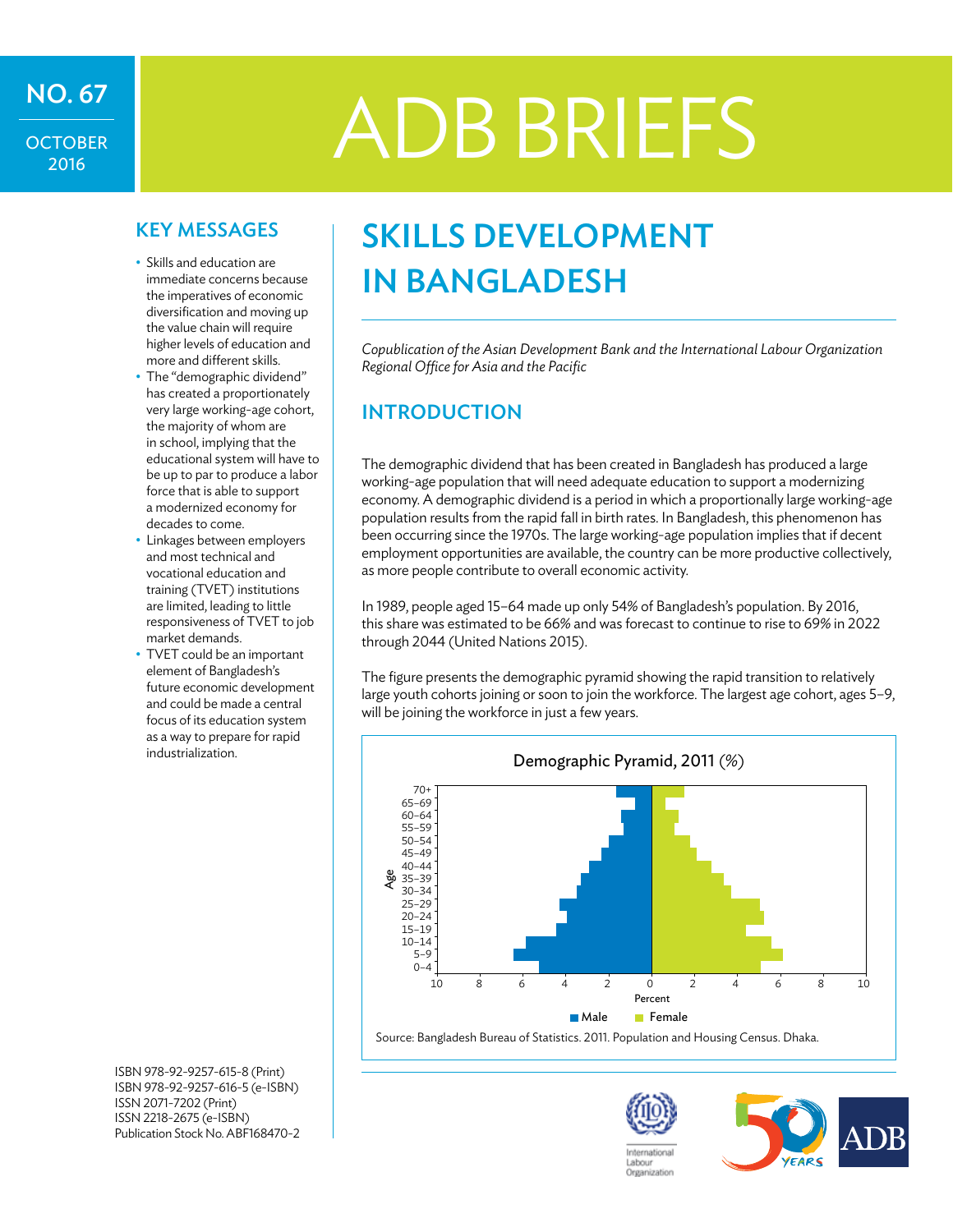NO. 67

OCTOBER 2016

# ADB BRIEFS

## KEY MESSAGES

- Skills and education are immediate concerns because the imperatives of economic diversification and moving up the value chain will require higher levels of education and more and different skills.
- The "demographic dividend" has created a proportionately very large working-age cohort, the majority of whom are in school, implying that the educational system will have to be up to par to produce a labor force that is able to support a modernized economy for decades to come.
- Linkages between employers and most technical and vocational education and training (TVET) institutions are limited, leading to little responsiveness of TVET to job market demands.
- TVET could be an important element of Bangladesh's future economic development and could be made a central focus of its education system as a way to prepare for rapid industrialization.

# SKILLS DEVELOPMENT IN BANGLADESH

*Copublication of the Asian Development Bank and the International Labour Organization Regional Office for Asia and the Pacific*

## INTRODUCTION

The demographic dividend that has been created in Bangladesh has produced a large working-age population that will need adequate education to support a modernizing economy. A demographic dividend is a period in which a proportionally large working-age population results from the rapid fall in birth rates. In Bangladesh, this phenomenon has been occurring since the 1970s. The large working-age population implies that if decent employment opportunities are available, the country can be more productive collectively, as more people contribute to overall economic activity.

In 1989, people aged 15–64 made up only 54% of Bangladesh's population. By 2016, this share was estimated to be 66% and was forecast to continue to rise to 69% in 2022 through 2044 (United Nations 2015).

The figure presents the demographic pyramid showing the rapid transition to relatively large youth cohorts joining or soon to join the workforce. The largest age cohort, ages 5–9, will be joining the workforce in just a few years.

**Demographic Pyramid, 2011 (%)**

Source: Bangladesh Bureau of Statistics. 2011. Population and Housing Census. Dhaka.

ISBN 978-92-9257-615-8 (Print)
ISBN 978-92-9257-616-5 (e-ISBN)
ISSN 2071-7202 (Print)
ISSN 2218-2675 (e-ISBN)
Publication Stock No. ABF168470-2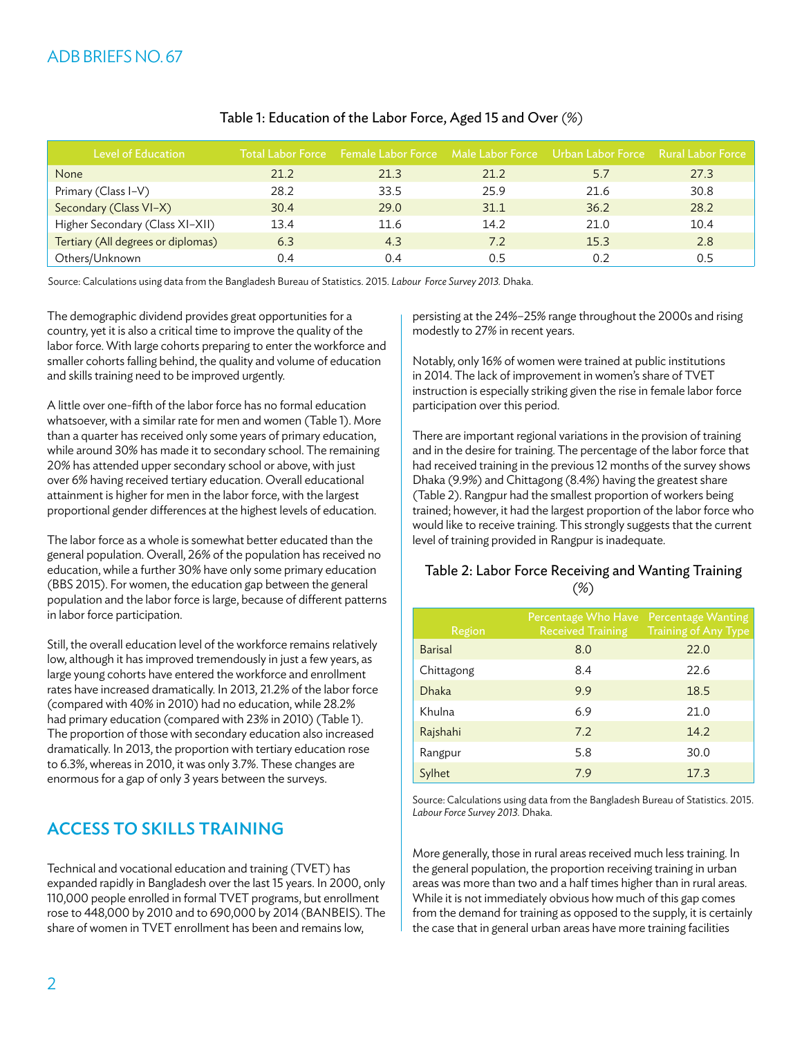Table 1: Education of the Labor Force, Aged 15 and Over (%)

| Level of Education | Total Labor Force | Female Labor Force | Male Labor Force | Urban Labor Force | Rural Labor Force |
|---|---|---|---|---|---|
| None | 21.2 | 21.3 | 21.2 | 5.7 | 27.3 |
| Primary (Class I–V) | 28.2 | 33.5 | 25.9 | 21.6 | 30.8 |
| Secondary (Class VI–X) | 30.4 | 29.0 | 31.1 | 36.2 | 28.2 |
| Higher Secondary (Class XI–XII) | 13.4 | 11.6 | 14.2 | 21.0 | 10.4 |
| Tertiary (All degrees or diplomas) | 6.3 | 4.3 | 7.2 | 15.3 | 2.8 |
| Others/Unknown | 0.4 | 0.4 | 0.5 | 0.2 | 0.5 |

Source: Calculations using data from the Bangladesh Bureau of Statistics. 2015. *Labour Force Survey 2013.* Dhaka.

The demographic dividend provides great opportunities for a country, yet it is also a critical time to improve the quality of the labor force. With large cohorts preparing to enter the workforce and smaller cohorts falling behind, the quality and volume of education and skills training need to be improved urgently.

A little over one-fifth of the labor force has no formal education whatsoever, with a similar rate for men and women (Table 1). More than a quarter has received only some years of primary education, while around 30% has made it to secondary school. The remaining 20% has attended upper secondary school or above, with just over 6% having received tertiary education. Overall educational attainment is higher for men in the labor force, with the largest proportional gender differences at the highest levels of education.

The labor force as a whole is somewhat better educated than the general population. Overall, 26% of the population has received no education, while a further 30% have only some primary education (BBS 2015). For women, the education gap between the general population and the labor force is large, because of different patterns in labor force participation.

Still, the overall education level of the workforce remains relatively low, although it has improved tremendously in just a few years, as large young cohorts have entered the workforce and enrollment rates have increased dramatically. In 2013, 21.2% of the labor force (compared with 40% in 2010) had no education, while 28.2% had primary education (compared with 23% in 2010) (Table 1). The proportion of those with secondary education also increased dramatically. In 2013, the proportion with tertiary education rose to 6.3%, whereas in 2010, it was only 3.7%. These changes are enormous for a gap of only 3 years between the surveys.

## ACCESS TO SKILLS TRAINING

Technical and vocational education and training (TVET) has expanded rapidly in Bangladesh over the last 15 years. In 2000, only 110,000 people enrolled in formal TVET programs, but enrollment rose to 448,000 by 2010 and to 690,000 by 2014 (BANBEIS). The share of women in TVET enrollment has been and remains low, persisting at the 24%–25% range throughout the 2000s and rising modestly to 27% in recent years.

Notably, only 16% of women were trained at public institutions in 2014. The lack of improvement in women's share of TVET instruction is especially striking given the rise in female labor force participation over this period.

There are important regional variations in the provision of training and in the desire for training. The percentage of the labor force that had received training in the previous 12 months of the survey shows Dhaka (9.9%) and Chittagong (8.4%) having the greatest share (Table 2). Rangpur had the smallest proportion of workers being trained; however, it had the largest proportion of the labor force who would like to receive training. This strongly suggests that the current level of training provided in Rangpur is inadequate.

Table 2: Labor Force Receiving and Wanting Training (%)

| Region | Percentage Who Have Received Training | Percentage Wanting Training of Any Type |
|---|---|---|
| Barisal | 8.0 | 22.0 |
| Chittagong | 8.4 | 22.6 |
| Dhaka | 9.9 | 18.5 |
| Khulna | 6.9 | 21.0 |
| Rajshahi | 7.2 | 14.2 |
| Rangpur | 5.8 | 30.0 |
| Sylhet | 7.9 | 17.3 |

Source: Calculations using data from the Bangladesh Bureau of Statistics. 2015. *Labour Force Survey 2013.* Dhaka.

More generally, those in rural areas received much less training. In the general population, the proportion receiving training in urban areas was more than two and a half times higher than in rural areas. While it is not immediately obvious how much of this gap comes from the demand for training as opposed to the supply, it is certainly the case that in general urban areas have more training facilities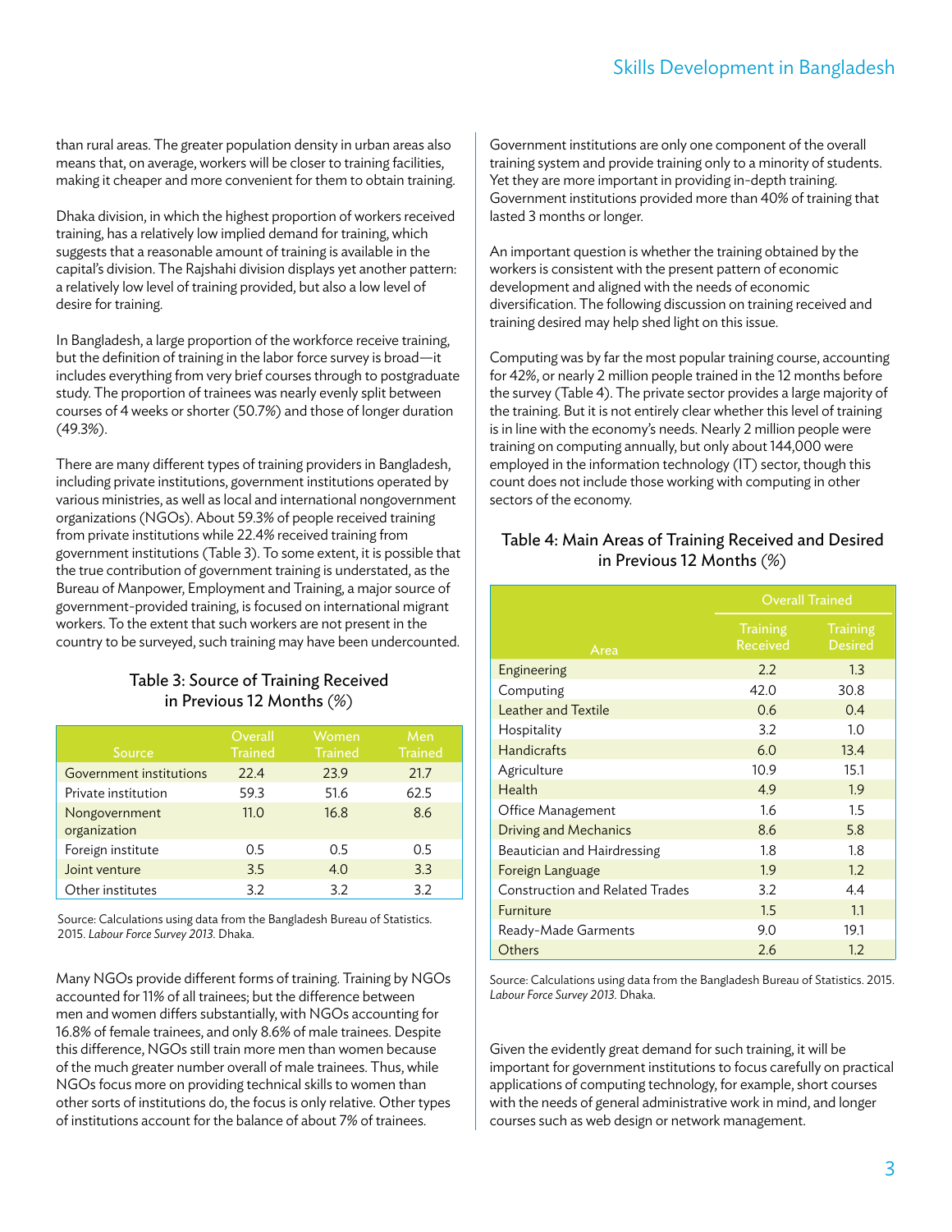than rural areas. The greater population density in urban areas also means that, on average, workers will be closer to training facilities, making it cheaper and more convenient for them to obtain training.

Dhaka division, in which the highest proportion of workers received training, has a relatively low implied demand for training, which suggests that a reasonable amount of training is available in the capital's division. The Rajshahi division displays yet another pattern: a relatively low level of training provided, but also a low level of desire for training.

In Bangladesh, a large proportion of the workforce receive training, but the definition of training in the labor force survey is broad—it includes everything from very brief courses through to postgraduate study. The proportion of trainees was nearly evenly split between courses of 4 weeks or shorter (50.7%) and those of longer duration (49.3%).

There are many different types of training providers in Bangladesh, including private institutions, government institutions operated by various ministries, as well as local and international nongovernment organizations (NGOs). About 59.3% of people received training from private institutions while 22.4% received training from government institutions (Table 3). To some extent, it is possible that the true contribution of government training is understated, as the Bureau of Manpower, Employment and Training, a major source of government-provided training, is focused on international migrant workers. To the extent that such workers are not present in the country to be surveyed, such training may have been undercounted.

### Table 3: Source of Training Received in Previous 12 Months (%)

| Source | Overall Trained | Women Trained | Men Trained |
|---|---|---|---|
| Government institutions | 22.4 | 23.9 | 21.7 |
| Private institution | 59.3 | 51.6 | 62.5 |
| Nongovernment organization | 11.0 | 16.8 | 8.6 |
| Foreign institute | 0.5 | 0.5 | 0.5 |
| Joint venture | 3.5 | 4.0 | 3.3 |
| Other institutes | 3.2 | 3.2 | 3.2 |

Source: Calculations using data from the Bangladesh Bureau of Statistics. 2015. *Labour Force Survey 2013.* Dhaka.

Many NGOs provide different forms of training. Training by NGOs accounted for 11% of all trainees; but the difference between men and women differs substantially, with NGOs accounting for 16.8% of female trainees, and only 8.6% of male trainees. Despite this difference, NGOs still train more men than women because of the much greater number overall of male trainees. Thus, while NGOs focus more on providing technical skills to women than other sorts of institutions do, the focus is only relative. Other types of institutions account for the balance of about 7% of trainees.

Government institutions are only one component of the overall training system and provide training only to a minority of students. Yet they are more important in providing in-depth training. Government institutions provided more than 40% of training that lasted 3 months or longer.

An important question is whether the training obtained by the workers is consistent with the present pattern of economic development and aligned with the needs of economic diversification. The following discussion on training received and training desired may help shed light on this issue.

Computing was by far the most popular training course, accounting for 42%, or nearly 2 million people trained in the 12 months before the survey (Table 4). The private sector provides a large majority of the training. But it is not entirely clear whether this level of training is in line with the economy's needs. Nearly 2 million people were training on computing annually, but only about 144,000 were employed in the information technology (IT) sector, though this count does not include those working with computing in other sectors of the economy.

### Table 4: Main Areas of Training Received and Desired in Previous 12 Months (%)

| Area | Overall Trained | |
|---|---|---|
| | Training Received | Training Desired |
| Engineering | 2.2 | 1.3 |
| Computing | 42.0 | 30.8 |
| Leather and Textile | 0.6 | 0.4 |
| Hospitality | 3.2 | 1.0 |
| Handicrafts | 6.0 | 13.4 |
| Agriculture | 10.9 | 15.1 |
| Health | 4.9 | 1.9 |
| Office Management | 1.6 | 1.5 |
| Driving and Mechanics | 8.6 | 5.8 |
| Beautician and Hairdressing | 1.8 | 1.8 |
| Foreign Language | 1.9 | 1.2 |
| Construction and Related Trades | 3.2 | 4.4 |
| Furniture | 1.5 | 1.1 |
| Ready-Made Garments | 9.0 | 19.1 |
| Others | 2.6 | 1.2 |

Source: Calculations using data from the Bangladesh Bureau of Statistics. 2015. *Labour Force Survey 2013.* Dhaka.

Given the evidently great demand for such training, it will be important for government institutions to focus carefully on practical applications of computing technology, for example, short courses with the needs of general administrative work in mind, and longer courses such as web design or network management.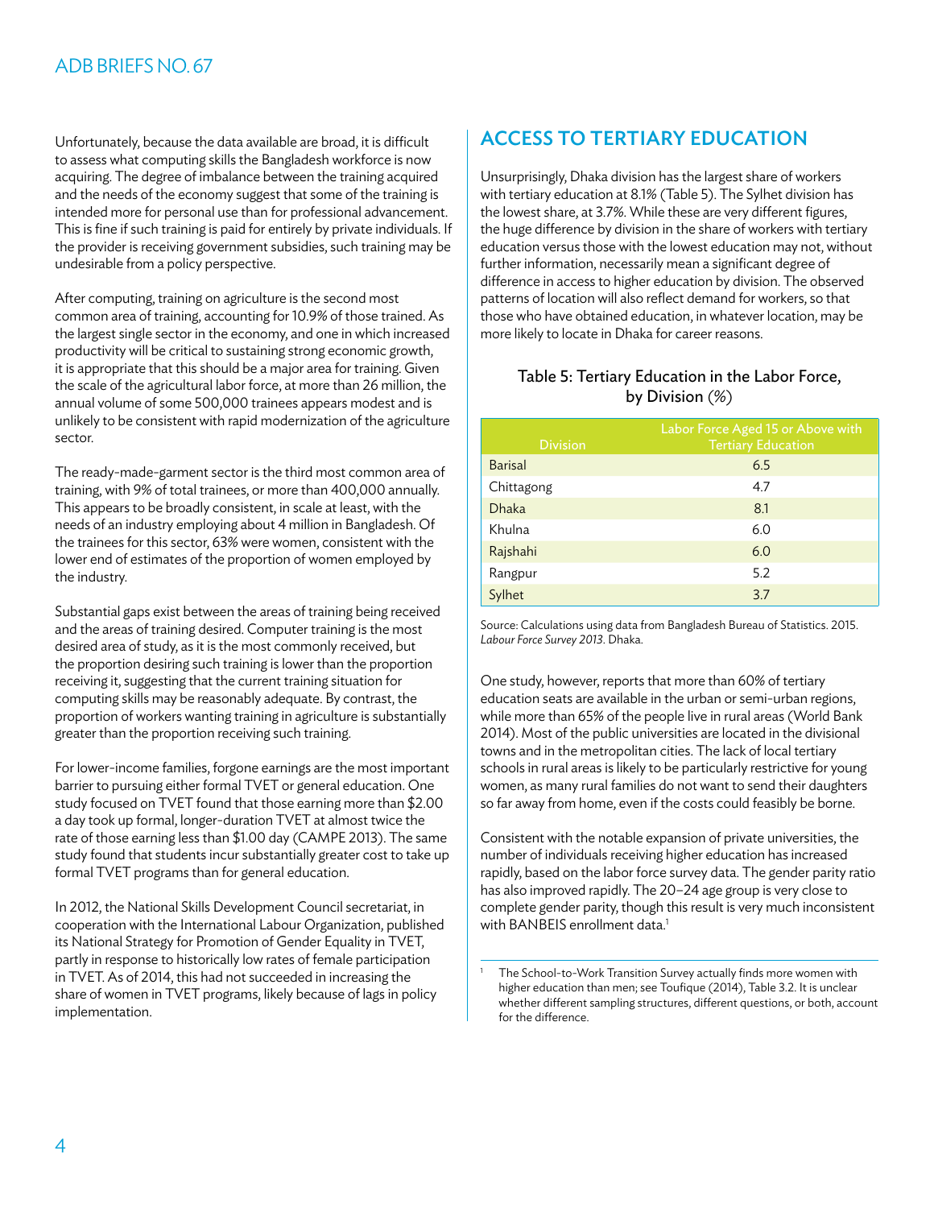Unfortunately, because the data available are broad, it is difficult to assess what computing skills the Bangladesh workforce is now acquiring. The degree of imbalance between the training acquired and the needs of the economy suggest that some of the training is intended more for personal use than for professional advancement. This is fine if such training is paid for entirely by private individuals. If the provider is receiving government subsidies, such training may be undesirable from a policy perspective.

After computing, training on agriculture is the second most common area of training, accounting for 10.9% of those trained. As the largest single sector in the economy, and one in which increased productivity will be critical to sustaining strong economic growth, it is appropriate that this should be a major area for training. Given the scale of the agricultural labor force, at more than 26 million, the annual volume of some 500,000 trainees appears modest and is unlikely to be consistent with rapid modernization of the agriculture sector.

The ready-made-garment sector is the third most common area of training, with 9% of total trainees, or more than 400,000 annually. This appears to be broadly consistent, in scale at least, with the needs of an industry employing about 4 million in Bangladesh. Of the trainees for this sector, 63% were women, consistent with the lower end of estimates of the proportion of women employed by the industry.

Substantial gaps exist between the areas of training being received and the areas of training desired. Computer training is the most desired area of study, as it is the most commonly received, but the proportion desiring such training is lower than the proportion receiving it, suggesting that the current training situation for computing skills may be reasonably adequate. By contrast, the proportion of workers wanting training in agriculture is substantially greater than the proportion receiving such training.

For lower-income families, forgone earnings are the most important barrier to pursuing either formal TVET or general education. One study focused on TVET found that those earning more than $2.00 a day took up formal, longer-duration TVET at almost twice the rate of those earning less than $1.00 day (CAMPE 2013). The same study found that students incur substantially greater cost to take up formal TVET programs than for general education.

In 2012, the National Skills Development Council secretariat, in cooperation with the International Labour Organization, published its National Strategy for Promotion of Gender Equality in TVET, partly in response to historically low rates of female participation in TVET. As of 2014, this had not succeeded in increasing the share of women in TVET programs, likely because of lags in policy implementation.

## ACCESS TO TERTIARY EDUCATION

Unsurprisingly, Dhaka division has the largest share of workers with tertiary education at 8.1% (Table 5). The Sylhet division has the lowest share, at 3.7%. While these are very different figures, the huge difference by division in the share of workers with tertiary education versus those with the lowest education may not, without further information, necessarily mean a significant degree of difference in access to higher education by division. The observed patterns of location will also reflect demand for workers, so that those who have obtained education, in whatever location, may be more likely to locate in Dhaka for career reasons.

Table 5: Tertiary Education in the Labor Force, by Division *(%)*

| Division | Labor Force Aged 15 or Above with Tertiary Education |
| --- | --- |
| Barisal | 6.5 |
| Chittagong | 4.7 |
| Dhaka | 8.1 |
| Khulna | 6.0 |
| Rajshahi | 6.0 |
| Rangpur | 5.2 |
| Sylhet | 3.7 |

Source: Calculations using data from Bangladesh Bureau of Statistics. 2015. *Labour Force Survey 2013*. Dhaka.

One study, however, reports that more than 60% of tertiary education seats are available in the urban or semi-urban regions, while more than 65% of the people live in rural areas (World Bank 2014). Most of the public universities are located in the divisional towns and in the metropolitan cities. The lack of local tertiary schools in rural areas is likely to be particularly restrictive for young women, as many rural families do not want to send their daughters so far away from home, even if the costs could feasibly be borne.

Consistent with the notable expansion of private universities, the number of individuals receiving higher education has increased rapidly, based on the labor force survey data. The gender parity ratio has also improved rapidly. The 20–24 age group is very close to complete gender parity, though this result is very much inconsistent with BANBEIS enrollment data.[1]

[1] The School-to-Work Transition Survey actually finds more women with higher education than men; see Toufique (2014), Table 3.2. It is unclear whether different sampling structures, different questions, or both, account for the difference.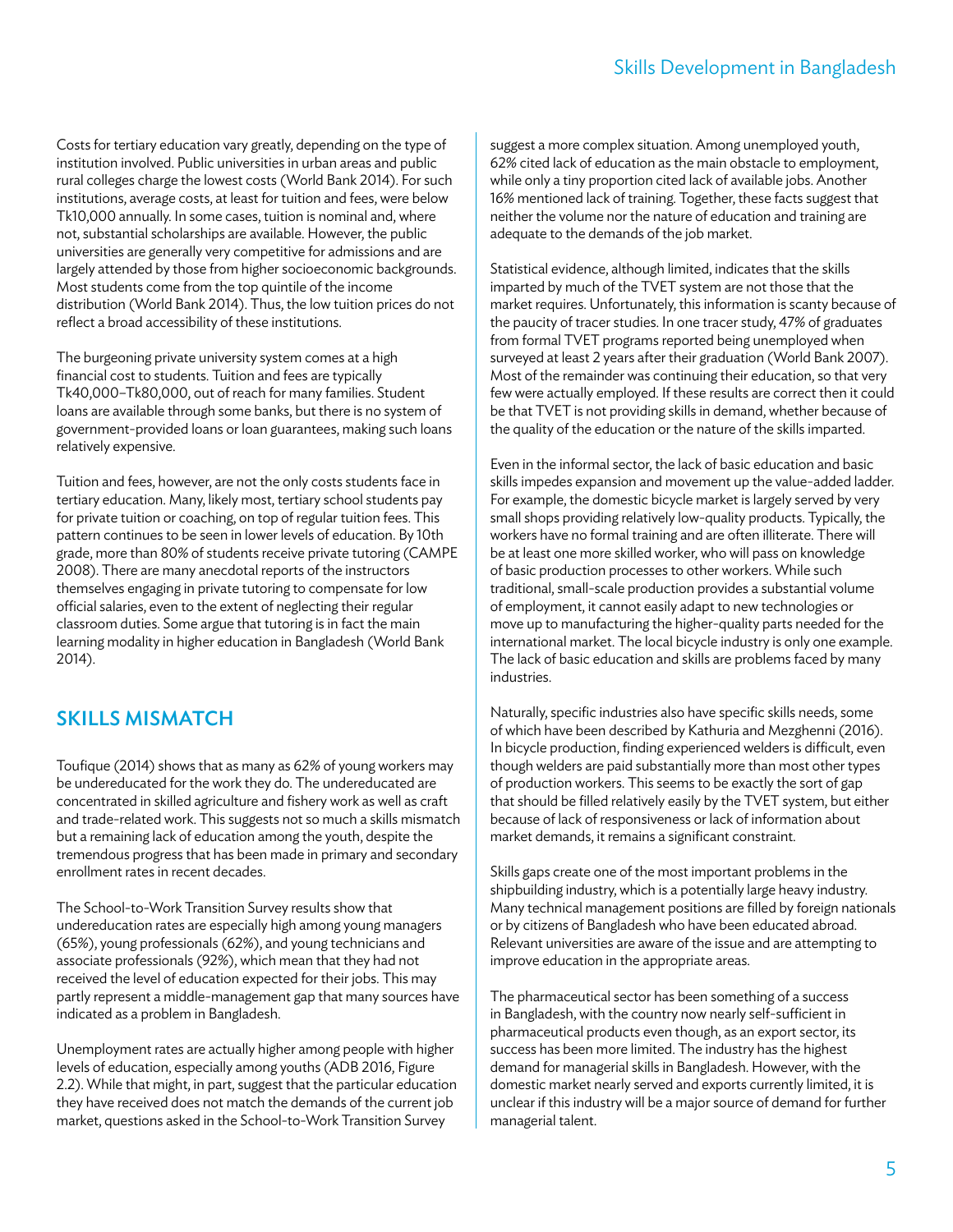Costs for tertiary education vary greatly, depending on the type of institution involved. Public universities in urban areas and public rural colleges charge the lowest costs (World Bank 2014). For such institutions, average costs, at least for tuition and fees, were below Tk10,000 annually. In some cases, tuition is nominal and, where not, substantial scholarships are available. However, the public universities are generally very competitive for admissions and are largely attended by those from higher socioeconomic backgrounds. Most students come from the top quintile of the income distribution (World Bank 2014). Thus, the low tuition prices do not reflect a broad accessibility of these institutions.

The burgeoning private university system comes at a high financial cost to students. Tuition and fees are typically Tk40,000–Tk80,000, out of reach for many families. Student loans are available through some banks, but there is no system of government-provided loans or loan guarantees, making such loans relatively expensive.

Tuition and fees, however, are not the only costs students face in tertiary education. Many, likely most, tertiary school students pay for private tuition or coaching, on top of regular tuition fees. This pattern continues to be seen in lower levels of education. By 10th grade, more than 80% of students receive private tutoring (CAMPE 2008). There are many anecdotal reports of the instructors themselves engaging in private tutoring to compensate for low official salaries, even to the extent of neglecting their regular classroom duties. Some argue that tutoring is in fact the main learning modality in higher education in Bangladesh (World Bank 2014).

## SKILLS MISMATCH

Toufique (2014) shows that as many as 62% of young workers may be undereducated for the work they do. The undereducated are concentrated in skilled agriculture and fishery work as well as craft and trade-related work. This suggests not so much a skills mismatch but a remaining lack of education among the youth, despite the tremendous progress that has been made in primary and secondary enrollment rates in recent decades.

The School-to-Work Transition Survey results show that undereducation rates are especially high among young managers (65%), young professionals (62%), and young technicians and associate professionals (92%), which mean that they had not received the level of education expected for their jobs. This may partly represent a middle-management gap that many sources have indicated as a problem in Bangladesh.

Unemployment rates are actually higher among people with higher levels of education, especially among youths (ADB 2016, Figure 2.2). While that might, in part, suggest that the particular education they have received does not match the demands of the current job market, questions asked in the School-to-Work Transition Survey suggest a more complex situation. Among unemployed youth, 62% cited lack of education as the main obstacle to employment, while only a tiny proportion cited lack of available jobs. Another 16% mentioned lack of training. Together, these facts suggest that neither the volume nor the nature of education and training are adequate to the demands of the job market.

Statistical evidence, although limited, indicates that the skills imparted by much of the TVET system are not those that the market requires. Unfortunately, this information is scanty because of the paucity of tracer studies. In one tracer study, 47% of graduates from formal TVET programs reported being unemployed when surveyed at least 2 years after their graduation (World Bank 2007). Most of the remainder was continuing their education, so that very few were actually employed. If these results are correct then it could be that TVET is not providing skills in demand, whether because of the quality of the education or the nature of the skills imparted.

Even in the informal sector, the lack of basic education and basic skills impedes expansion and movement up the value-added ladder. For example, the domestic bicycle market is largely served by very small shops providing relatively low-quality products. Typically, the workers have no formal training and are often illiterate. There will be at least one more skilled worker, who will pass on knowledge of basic production processes to other workers. While such traditional, small-scale production provides a substantial volume of employment, it cannot easily adapt to new technologies or move up to manufacturing the higher-quality parts needed for the international market. The local bicycle industry is only one example. The lack of basic education and skills are problems faced by many industries.

Naturally, specific industries also have specific skills needs, some of which have been described by Kathuria and Mezghenni (2016). In bicycle production, finding experienced welders is difficult, even though welders are paid substantially more than most other types of production workers. This seems to be exactly the sort of gap that should be filled relatively easily by the TVET system, but either because of lack of responsiveness or lack of information about market demands, it remains a significant constraint.

Skills gaps create one of the most important problems in the shipbuilding industry, which is a potentially large heavy industry. Many technical management positions are filled by foreign nationals or by citizens of Bangladesh who have been educated abroad. Relevant universities are aware of the issue and are attempting to improve education in the appropriate areas.

The pharmaceutical sector has been something of a success in Bangladesh, with the country now nearly self-sufficient in pharmaceutical products even though, as an export sector, its success has been more limited. The industry has the highest demand for managerial skills in Bangladesh. However, with the domestic market nearly served and exports currently limited, it is unclear if this industry will be a major source of demand for further managerial talent.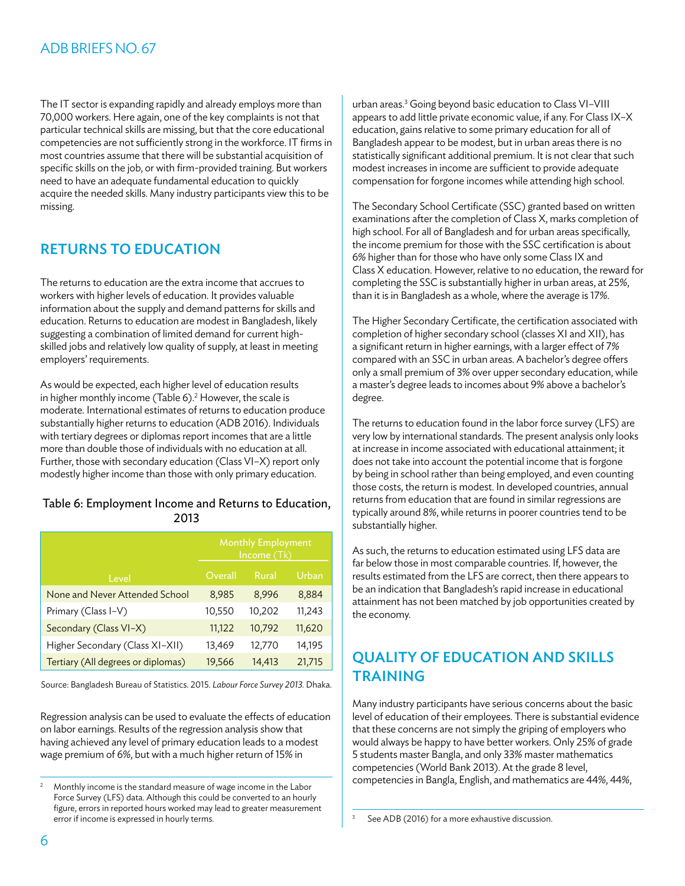The IT sector is expanding rapidly and already employs more than 70,000 workers. Here again, one of the key complaints is not that particular technical skills are missing, but that the core educational competencies are not sufficiently strong in the workforce. IT firms in most countries assume that there will be substantial acquisition of specific skills on the job, or with firm-provided training. But workers need to have an adequate fundamental education to quickly acquire the needed skills. Many industry participants view this to be missing.

## RETURNS TO EDUCATION

The returns to education are the extra income that accrues to workers with higher levels of education. It provides valuable information about the supply and demand patterns for skills and education. Returns to education are modest in Bangladesh, likely suggesting a combination of limited demand for current high-skilled jobs and relatively low quality of supply, at least in meeting employers' requirements.

As would be expected, each higher level of education results in higher monthly income (Table 6).[2] However, the scale is moderate. International estimates of returns to education produce substantially higher returns to education (ADB 2016). Individuals with tertiary degrees or diplomas report incomes that are a little more than double those of individuals with no education at all. Further, those with secondary education (Class VI–X) report only modestly higher income than those with only primary education.

**Table 6: Employment Income and Returns to Education, 2013**

| Level | Monthly Employment Income (Tk) | | |
|---|---|---|---|
| | Overall | Rural | Urban |
| None and Never Attended School | 8,985 | 8,996 | 8,884 |
| Primary (Class I–V) | 10,550 | 10,202 | 11,243 |
| Secondary (Class VI–X) | 11,122 | 10,792 | 11,620 |
| Higher Secondary (Class XI–XII) | 13,469 | 12,770 | 14,195 |
| Tertiary (All degrees or diplomas) | 19,566 | 14,413 | 21,715 |

Source: Bangladesh Bureau of Statistics. 2015. *Labour Force Survey 2013.* Dhaka.

Regression analysis can be used to evaluate the effects of education on labor earnings. Results of the regression analysis show that having achieved any level of primary education leads to a modest wage premium of 6%, but with a much higher return of 15% in urban areas.[3] Going beyond basic education to Class VI–VIII appears to add little private economic value, if any. For Class IX–X education, gains relative to some primary education for all of Bangladesh appear to be modest, but in urban areas there is no statistically significant additional premium. It is not clear that such modest increases in income are sufficient to provide adequate compensation for forgone incomes while attending high school.

The Secondary School Certificate (SSC) granted based on written examinations after the completion of Class X, marks completion of high school. For all of Bangladesh and for urban areas specifically, the income premium for those with the SSC certification is about 6% higher than for those who have only some Class IX and Class X education. However, relative to no education, the reward for completing the SSC is substantially higher in urban areas, at 25%, than it is in Bangladesh as a whole, where the average is 17%.

The Higher Secondary Certificate, the certification associated with completion of higher secondary school (classes XI and XII), has a significant return in higher earnings, with a larger effect of 7% compared with an SSC in urban areas. A bachelor's degree offers only a small premium of 3% over upper secondary education, while a master's degree leads to incomes about 9% above a bachelor's degree.

The returns to education found in the labor force survey (LFS) are very low by international standards. The present analysis only looks at increase in income associated with educational attainment; it does not take into account the potential income that is forgone by being in school rather than being employed, and even counting those costs, the return is modest. In developed countries, annual returns from education that are found in similar regressions are typically around 8%, while returns in poorer countries tend to be substantially higher.

As such, the returns to education estimated using LFS data are far below those in most comparable countries. If, however, the results estimated from the LFS are correct, then there appears to be an indication that Bangladesh's rapid increase in educational attainment has not been matched by job opportunities created by the economy.

## QUALITY OF EDUCATION AND SKILLS TRAINING

Many industry participants have serious concerns about the basic level of education of their employees. There is substantial evidence that these concerns are not simply the griping of employers who would always be happy to have better workers. Only 25% of grade 5 students master Bangla, and only 33% master mathematics competencies (World Bank 2013). At the grade 8 level, competencies in Bangla, English, and mathematics are 44%, 44%,

---

[2] Monthly income is the standard measure of wage income in the Labor Force Survey (LFS) data. Although this could be converted to an hourly figure, errors in reported hours worked may lead to greater measurement error if income is expressed in hourly terms.

[3] See ADB (2016) for a more exhaustive discussion.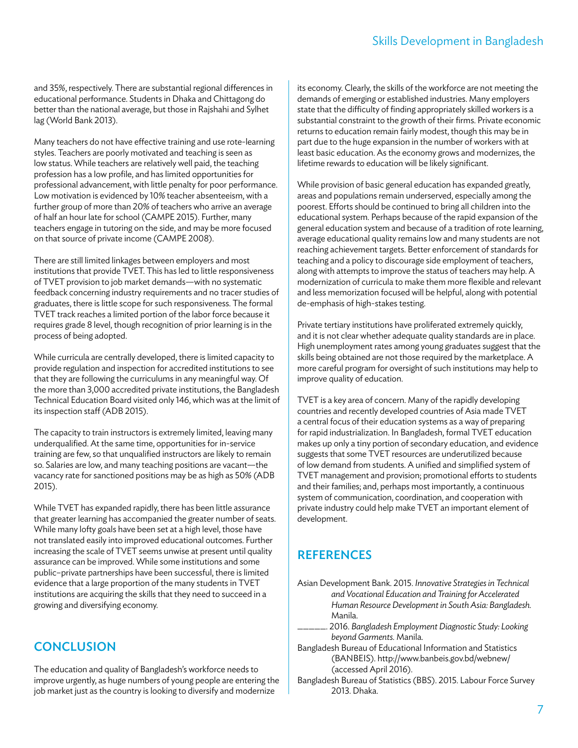and 35%, respectively. There are substantial regional differences in educational performance. Students in Dhaka and Chittagong do better than the national average, but those in Rajshahi and Sylhet lag (World Bank 2013).

Many teachers do not have effective training and use rote-learning styles. Teachers are poorly motivated and teaching is seen as low status. While teachers are relatively well paid, the teaching profession has a low profile, and has limited opportunities for professional advancement, with little penalty for poor performance. Low motivation is evidenced by 10% teacher absenteeism, with a further group of more than 20% of teachers who arrive an average of half an hour late for school (CAMPE 2015). Further, many teachers engage in tutoring on the side, and may be more focused on that source of private income (CAMPE 2008).

There are still limited linkages between employers and most institutions that provide TVET. This has led to little responsiveness of TVET provision to job market demands—with no systematic feedback concerning industry requirements and no tracer studies of graduates, there is little scope for such responsiveness. The formal TVET track reaches a limited portion of the labor force because it requires grade 8 level, though recognition of prior learning is in the process of being adopted.

While curricula are centrally developed, there is limited capacity to provide regulation and inspection for accredited institutions to see that they are following the curriculums in any meaningful way. Of the more than 3,000 accredited private institutions, the Bangladesh Technical Education Board visited only 146, which was at the limit of its inspection staff (ADB 2015).

The capacity to train instructors is extremely limited, leaving many underqualified. At the same time, opportunities for in-service training are few, so that unqualified instructors are likely to remain so. Salaries are low, and many teaching positions are vacant—the vacancy rate for sanctioned positions may be as high as 50% (ADB 2015).

While TVET has expanded rapidly, there has been little assurance that greater learning has accompanied the greater number of seats. While many lofty goals have been set at a high level, those have not translated easily into improved educational outcomes. Further increasing the scale of TVET seems unwise at present until quality assurance can be improved. While some institutions and some public–private partnerships have been successful, there is limited evidence that a large proportion of the many students in TVET institutions are acquiring the skills that they need to succeed in a growing and diversifying economy.

## CONCLUSION

The education and quality of Bangladesh's workforce needs to improve urgently, as huge numbers of young people are entering the job market just as the country is looking to diversify and modernize its economy. Clearly, the skills of the workforce are not meeting the demands of emerging or established industries. Many employers state that the difficulty of finding appropriately skilled workers is a substantial constraint to the growth of their firms. Private economic returns to education remain fairly modest, though this may be in part due to the huge expansion in the number of workers with at least basic education. As the economy grows and modernizes, the lifetime rewards to education will be likely significant.

While provision of basic general education has expanded greatly, areas and populations remain underserved, especially among the poorest. Efforts should be continued to bring all children into the educational system. Perhaps because of the rapid expansion of the general education system and because of a tradition of rote learning, average educational quality remains low and many students are not reaching achievement targets. Better enforcement of standards for teaching and a policy to discourage side employment of teachers, along with attempts to improve the status of teachers may help. A modernization of curricula to make them more flexible and relevant and less memorization focused will be helpful, along with potential de-emphasis of high-stakes testing.

Private tertiary institutions have proliferated extremely quickly, and it is not clear whether adequate quality standards are in place. High unemployment rates among young graduates suggest that the skills being obtained are not those required by the marketplace. A more careful program for oversight of such institutions may help to improve quality of education.

TVET is a key area of concern. Many of the rapidly developing countries and recently developed countries of Asia made TVET a central focus of their education systems as a way of preparing for rapid industrialization. In Bangladesh, formal TVET education makes up only a tiny portion of secondary education, and evidence suggests that some TVET resources are underutilized because of low demand from students. A unified and simplified system of TVET management and provision; promotional efforts to students and their families; and, perhaps most importantly, a continuous system of communication, coordination, and cooperation with private industry could help make TVET an important element of development.

## REFERENCES

Asian Development Bank. 2015. *Innovative Strategies in Technical and Vocational Education and Training for Accelerated Human Resource Development in South Asia: Bangladesh.* Manila.

______. 2016. *Bangladesh Employment Diagnostic Study: Looking beyond Garments.* Manila.

Bangladesh Bureau of Educational Information and Statistics (BANBEIS). http://www.banbeis.gov.bd/webnew/ (accessed April 2016).

Bangladesh Bureau of Statistics (BBS). 2015. Labour Force Survey 2013. Dhaka.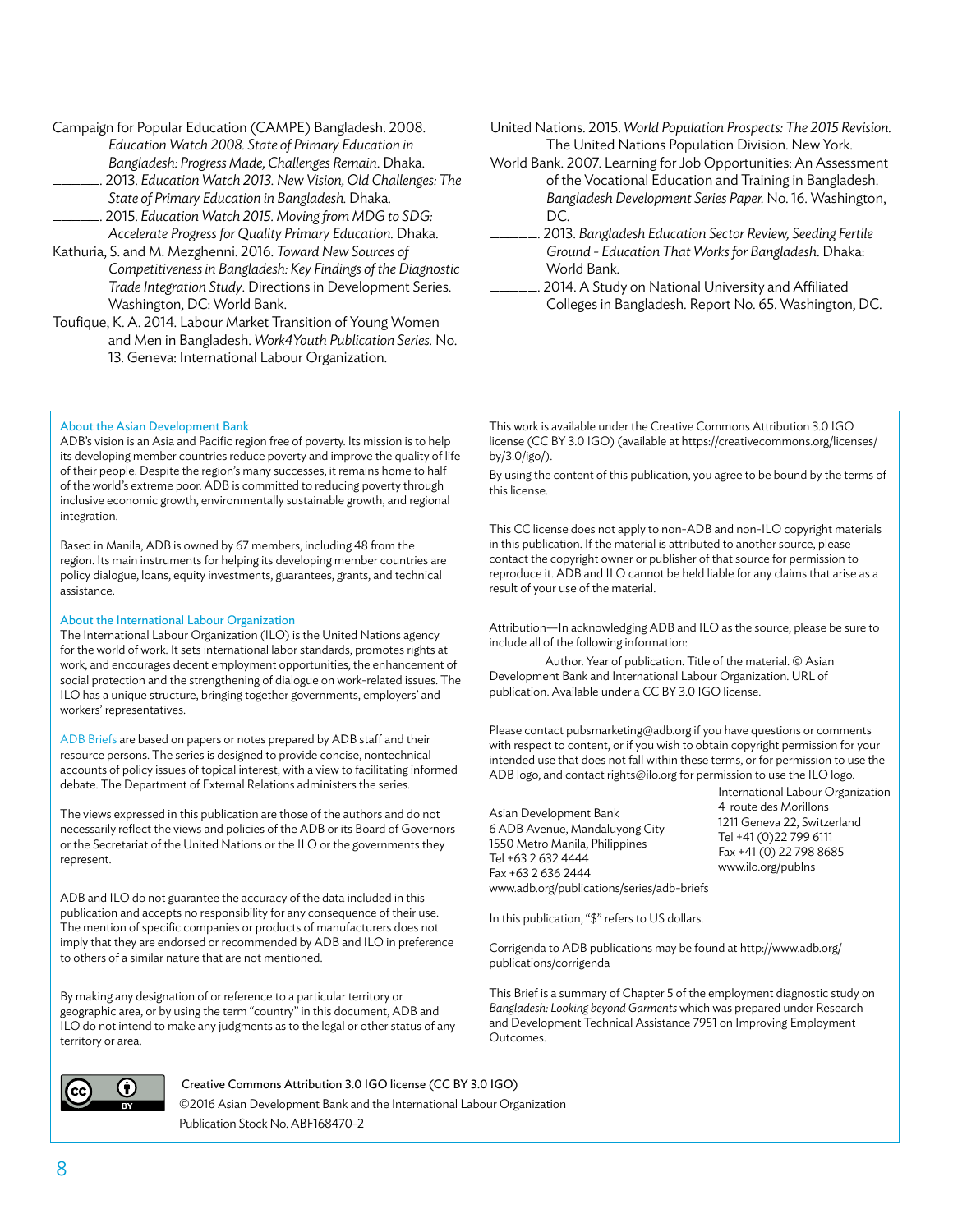Campaign for Popular Education (CAMPE) Bangladesh. 2008. *Education Watch 2008. State of Primary Education in Bangladesh: Progress Made, Challenges Remain*. Dhaka.

______. 2013. *Education Watch 2013. New Vision, Old Challenges: The State of Primary Education in Bangladesh.* Dhaka.

______. 2015. *Education Watch 2015. Moving from MDG to SDG: Accelerate Progress for Quality Primary Education.* Dhaka.

Kathuria, S. and M. Mezghenni. 2016. *Toward New Sources of Competitiveness in Bangladesh: Key Findings of the Diagnostic Trade Integration Study*. Directions in Development Series. Washington, DC: World Bank.

Toufique, K. A. 2014. Labour Market Transition of Young Women and Men in Bangladesh. *Work4Youth Publication Series.* No. 13. Geneva: International Labour Organization.

United Nations. 2015. *World Population Prospects: The 2015 Revision.* The United Nations Population Division. New York.

World Bank. 2007. Learning for Job Opportunities: An Assessment of the Vocational Education and Training in Bangladesh. *Bangladesh Development Series Paper.* No. 16. Washington, DC.

______. 2013. *Bangladesh Education Sector Review, Seeding Fertile Ground - Education That Works for Bangladesh*. Dhaka: World Bank.

______. 2014. A Study on National University and Affiliated Colleges in Bangladesh. Report No. 65. Washington, DC.

---

**About the Asian Development Bank**

ADB's vision is an Asia and Pacific region free of poverty. Its mission is to help its developing member countries reduce poverty and improve the quality of life of their people. Despite the region's many successes, it remains home to half of the world's extreme poor. ADB is committed to reducing poverty through inclusive economic growth, environmentally sustainable growth, and regional integration.

Based in Manila, ADB is owned by 67 members, including 48 from the region. Its main instruments for helping its developing member countries are policy dialogue, loans, equity investments, guarantees, grants, and technical assistance.

**About the International Labour Organization**

The International Labour Organization (ILO) is the United Nations agency for the world of work. It sets international labor standards, promotes rights at work, and encourages decent employment opportunities, the enhancement of social protection and the strengthening of dialogue on work-related issues. The ILO has a unique structure, bringing together governments, employers' and workers' representatives.

ADB Briefs are based on papers or notes prepared by ADB staff and their resource persons. The series is designed to provide concise, nontechnical accounts of policy issues of topical interest, with a view to facilitating informed debate. The Department of External Relations administers the series.

The views expressed in this publication are those of the authors and do not necessarily reflect the views and policies of the ADB or its Board of Governors or the Secretariat of the United Nations or the ILO or the governments they represent.

ADB and ILO do not guarantee the accuracy of the data included in this publication and accepts no responsibility for any consequence of their use. The mention of specific companies or products of manufacturers does not imply that they are endorsed or recommended by ADB and ILO in preference to others of a similar nature that are not mentioned.

By making any designation of or reference to a particular territory or geographic area, or by using the term "country" in this document, ADB and ILO do not intend to make any judgments as to the legal or other status of any territory or area.

This work is available under the Creative Commons Attribution 3.0 IGO license (CC BY 3.0 IGO) (available at https://creativecommons.org/licenses/by/3.0/igo/).

By using the content of this publication, you agree to be bound by the terms of this license.

This CC license does not apply to non-ADB and non-ILO copyright materials in this publication. If the material is attributed to another source, please contact the copyright owner or publisher of that source for permission to reproduce it. ADB and ILO cannot be held liable for any claims that arise as a result of your use of the material.

Attribution—In acknowledging ADB and ILO as the source, please be sure to include all of the following information:

Author. Year of publication. Title of the material. © Asian Development Bank and International Labour Organization. URL of publication. Available under a CC BY 3.0 IGO license.

Please contact pubsmarketing@adb.org if you have questions or comments with respect to content, or if you wish to obtain copyright permission for your intended use that does not fall within these terms, or for permission to use the ADB logo, and contact rights@ilo.org for permission to use the ILO logo.

Asian Development Bank
6 ADB Avenue, Mandaluyong City
1550 Metro Manila, Philippines
Tel +63 2 632 4444
Fax +63 2 636 2444
www.adb.org/publications/series/adb-briefs

International Labour Organization
4 route des Morillons
1211 Geneva 22, Switzerland
Tel +41 (0)22 799 6111
Fax +41 (0) 22 798 8685
www.ilo.org/publns

In this publication, "$" refers to US dollars.

Corrigenda to ADB publications may be found at http://www.adb.org/publications/corrigenda

This Brief is a summary of Chapter 5 of the employment diagnostic study on *Bangladesh: Looking beyond Garments* which was prepared under Research and Development Technical Assistance 7951 on Improving Employment Outcomes.

Creative Commons Attribution 3.0 IGO license (CC BY 3.0 IGO)
©2016 Asian Development Bank and the International Labour Organization
Publication Stock No. ABF168470-2